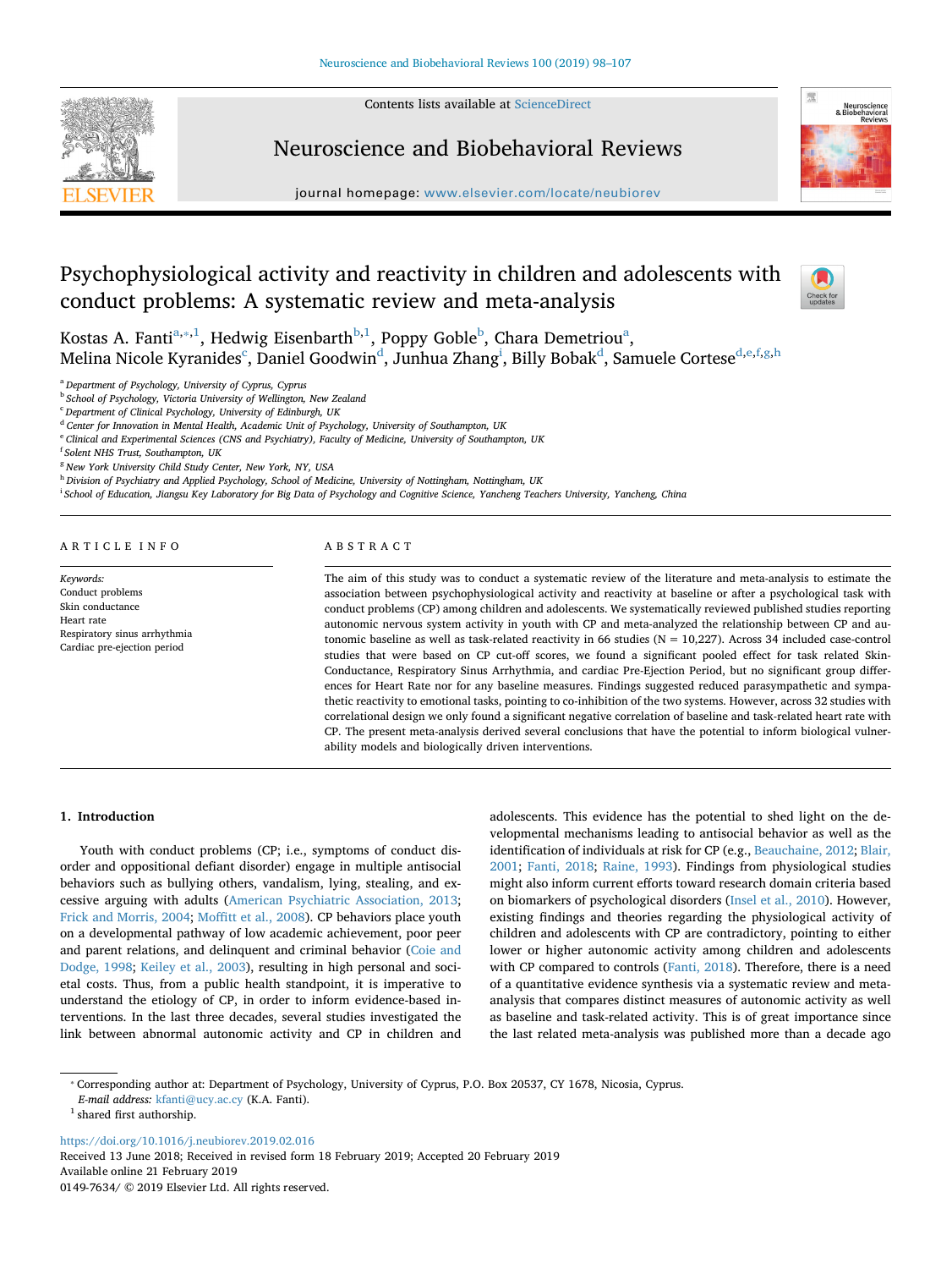# Psychophysiological activity and reactivity in children and adolescents with conduct problems: A systematic review and meta-analysis

Kostas A. Fanti[a,*,1], Hedwig Eisenbarth[b,1], Poppy Goble[b], Chara Demetriou[a], Melina Nicole Kyranides[c], Daniel Goodwin[d], Junhua Zhang[i], Billy Bobak[d], Samuele Cortese[d,e,f,g,h]

[a] Department of Psychology, University of Cyprus, Cyprus
[b] School of Psychology, Victoria University of Wellington, New Zealand
[c] Department of Clinical Psychology, University of Edinburgh, UK
[d] Center for Innovation in Mental Health, Academic Unit of Psychology, University of Southampton, UK
[e] Clinical and Experimental Sciences (CNS and Psychiatry), Faculty of Medicine, University of Southampton, UK
[f] Solent NHS Trust, Southampton, UK
[g] New York University Child Study Center, New York, NY, USA
[h] Division of Psychiatry and Applied Psychology, School of Medicine, University of Nottingham, Nottingham, UK
[i] School of Education, Jiangsu Key Laboratory for Big Data of Psychology and Cognitive Science, Yancheng Teachers University, Yancheng, China

## ARTICLE INFO

*Keywords:*
Conduct problems
Skin conductance
Heart rate
Respiratory sinus arrhythmia
Cardiac pre-ejection period

## ABSTRACT

The aim of this study was to conduct a systematic review of the literature and meta-analysis to estimate the association between psychophysiological activity and reactivity at baseline or after a psychological task with conduct problems (CP) among children and adolescents. We systematically reviewed published studies reporting autonomic nervous system activity in youth with CP and meta-analyzed the relationship between CP and autonomic baseline as well as task-related reactivity in 66 studies (N = 10,227). Across 34 included case-control studies that were based on CP cut-off scores, we found a significant pooled effect for task related Skin-Conductance, Respiratory Sinus Arrhythmia, and cardiac Pre-Ejection Period, but no significant group differences for Heart Rate nor for any baseline measures. Findings suggested reduced parasympathetic and sympathetic reactivity to emotional tasks, pointing to co-inhibition of the two systems. However, across 32 studies with correlational design we only found a significant negative correlation of baseline and task-related heart rate with CP. The present meta-analysis derived several conclusions that have the potential to inform biological vulnerability models and biologically driven interventions.

## 1. Introduction

Youth with conduct problems (CP; i.e., symptoms of conduct disorder and oppositional defiant disorder) engage in multiple antisocial behaviors such as bullying others, vandalism, lying, stealing, and excessive arguing with adults (American Psychiatric Association, 2013; Frick and Morris, 2004; Moffitt et al., 2008). CP behaviors place youth on a developmental pathway of low academic achievement, poor peer and parent relations, and delinquent and criminal behavior (Coie and Dodge, 1998; Keiley et al., 2003), resulting in high personal and societal costs. Thus, from a public health standpoint, it is imperative to understand the etiology of CP, in order to inform evidence-based interventions. In the last three decades, several studies investigated the link between abnormal autonomic activity and CP in children and adolescents. This evidence has the potential to shed light on the developmental mechanisms leading to antisocial behavior as well as the identification of individuals at risk for CP (e.g., Beauchaine, 2012; Blair, 2001; Fanti, 2018; Raine, 1993). Findings from physiological studies might also inform current efforts toward research domain criteria based on biomarkers of psychological disorders (Insel et al., 2010). However, existing findings and theories regarding the physiological activity of children and adolescents with CP are contradictory, pointing to either lower or higher autonomic activity among children and adolescents with CP compared to controls (Fanti, 2018). Therefore, there is a need of a quantitative evidence synthesis via a systematic review and meta-analysis that compares distinct measures of autonomic activity as well as baseline and task-related activity. This is of great importance since the last related meta-analysis was published more than a decade ago

---

* Corresponding author at: Department of Psychology, University of Cyprus, P.O. Box 20537, CY 1678, Nicosia, Cyprus.
*E-mail address:* kfanti@ucy.ac.cy (K.A. Fanti).
[1] shared first authorship.

https://doi.org/10.1016/j.neubiorev.2019.02.016
Received 13 June 2018; Received in revised form 18 February 2019; Accepted 20 February 2019
Available online 21 February 2019
0149-7634/ © 2019 Elsevier Ltd. All rights reserved.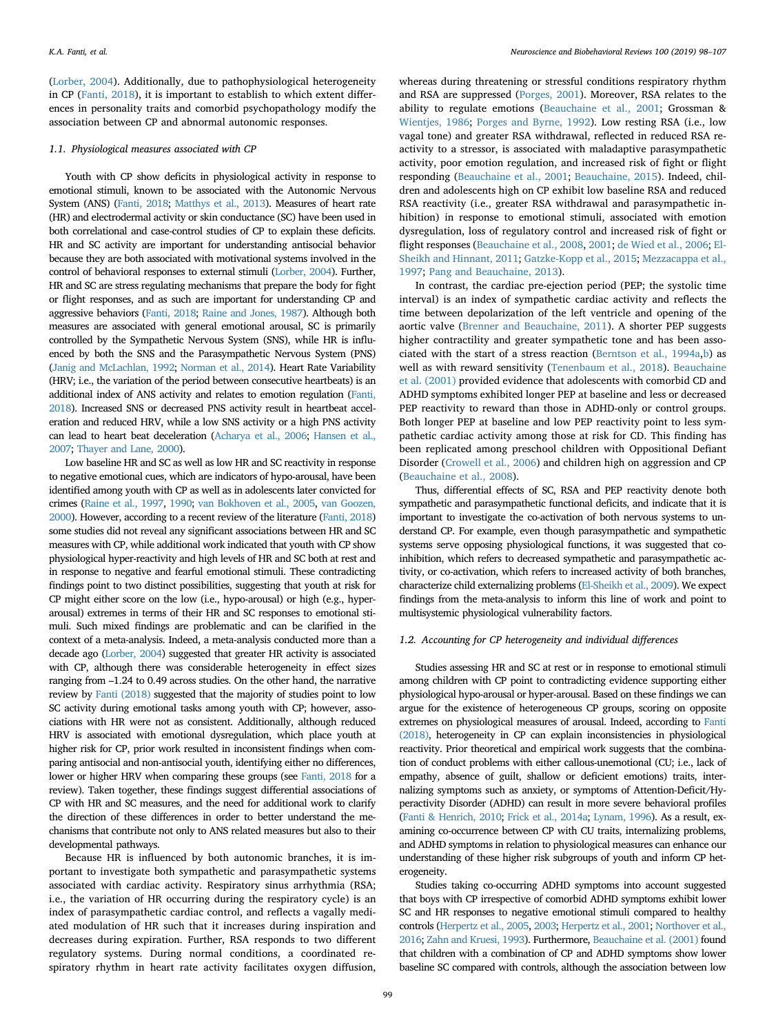(Lorber, 2004). Additionally, due to pathophysiological heterogeneity in CP (Fanti, 2018), it is important to establish to which extent differences in personality traits and comorbid psychopathology modify the association between CP and abnormal autonomic responses.

### 1.1. Physiological measures associated with CP

Youth with CP show deficits in physiological activity in response to emotional stimuli, known to be associated with the Autonomic Nervous System (ANS) (Fanti, 2018; Matthys et al., 2013). Measures of heart rate (HR) and electrodermal activity or skin conductance (SC) have been used in both correlational and case-control studies of CP to explain these deficits. HR and SC activity are important for understanding antisocial behavior because they are both associated with motivational systems involved in the control of behavioral responses to external stimuli (Lorber, 2004). Further, HR and SC are stress regulating mechanisms that prepare the body for fight or flight responses, and as such are important for understanding CP and aggressive behaviors (Fanti, 2018; Raine and Jones, 1987). Although both measures are associated with general emotional arousal, SC is primarily controlled by the Sympathetic Nervous System (SNS), while HR is influenced by both the SNS and the Parasympathetic Nervous System (PNS) (Janig and McLachlan, 1992; Norman et al., 2014). Heart Rate Variability (HRV; i.e., the variation of the period between consecutive heartbeats) is an additional index of ANS activity and relates to emotion regulation (Fanti, 2018). Increased SNS or decreased PNS activity result in heartbeat acceleration and reduced HRV, while a low SNS activity or a high PNS activity can lead to heart beat deceleration (Acharya et al., 2006; Hansen et al., 2007; Thayer and Lane, 2000).

Low baseline HR and SC as well as low HR and SC reactivity in response to negative emotional cues, which are indicators of hypo-arousal, have been identified among youth with CP as well as in adolescents later convicted for crimes (Raine et al., 1997, 1990; van Bokhoven et al., 2005, van Goozen, 2000). However, according to a recent review of the literature (Fanti, 2018) some studies did not reveal any significant associations between HR and SC measures with CP, while additional work indicated that youth with CP show physiological hyper-reactivity and high levels of HR and SC both at rest and in response to negative and fearful emotional stimuli. These contradicting findings point to two distinct possibilities, suggesting that youth at risk for CP might either score on the low (i.e., hypo-arousal) or high (e.g., hyper-arousal) extremes in terms of their HR and SC responses to emotional stimuli. Such mixed findings are problematic and can be clarified in the context of a meta-analysis. Indeed, a meta-analysis conducted more than a decade ago (Lorber, 2004) suggested that greater HR activity is associated with CP, although there was considerable heterogeneity in effect sizes ranging from –1.24 to 0.49 across studies. On the other hand, the narrative review by Fanti (2018) suggested that the majority of studies point to low SC activity during emotional tasks among youth with CP; however, associations with HR were not as consistent. Additionally, although reduced HRV is associated with emotional dysregulation, which place youth at higher risk for CP, prior work resulted in inconsistent findings when comparing antisocial and non-antisocial youth, identifying either no differences, lower or higher HRV when comparing these groups (see Fanti, 2018 for a review). Taken together, these findings suggest differential associations of CP with HR and SC measures, and the need for additional work to clarify the direction of these differences in order to better understand the mechanisms that contribute not only to ANS related measures but also to their developmental pathways.

Because HR is influenced by both autonomic branches, it is important to investigate both sympathetic and parasympathetic systems associated with cardiac activity. Respiratory sinus arrhythmia (RSA; i.e., the variation of HR occurring during the respiratory cycle) is an index of parasympathetic cardiac control, and reflects a vagally mediated modulation of HR such that it increases during inspiration and decreases during expiration. Further, RSA responds to two different regulatory systems. During normal conditions, a coordinated respiratory rhythm in heart rate activity facilitates oxygen diffusion, whereas during threatening or stressful conditions respiratory rhythm and RSA are suppressed (Porges, 2001). Moreover, RSA relates to the ability to regulate emotions (Beauchaine et al., 2001; Grossman & Wientjes, 1986; Porges and Byrne, 1992). Low resting RSA (i.e., low vagal tone) and greater RSA withdrawal, reflected in reduced RSA reactivity to a stressor, is associated with maladaptive parasympathetic activity, poor emotion regulation, and increased risk of fight or flight responding (Beauchaine et al., 2001; Beauchaine, 2015). Indeed, children and adolescents high on CP exhibit low baseline RSA and reduced RSA reactivity (i.e., greater RSA withdrawal and parasympathetic inhibition) in response to emotional stimuli, associated with emotion dysregulation, loss of regulatory control and increased risk of fight or flight responses (Beauchaine et al., 2008, 2001; de Wied et al., 2006; El-Sheikh and Hinnant, 2011; Gatzke-Kopp et al., 2015; Mezzacappa et al., 1997; Pang and Beauchaine, 2013).

In contrast, the cardiac pre-ejection period (PEP; the systolic time interval) is an index of sympathetic cardiac activity and reflects the time between depolarization of the left ventricle and opening of the aortic valve (Brenner and Beauchaine, 2011). A shorter PEP suggests higher contractility and greater sympathetic tone and has been associated with the start of a stress reaction (Berntson et al., 1994a,b) as well as with reward sensitivity (Tenenbaum et al., 2018). Beauchaine et al. (2001) provided evidence that adolescents with comorbid CD and ADHD symptoms exhibited longer PEP at baseline and less or decreased PEP reactivity to reward than those in ADHD-only or control groups. Both longer PEP at baseline and low PEP reactivity point to less sympathetic cardiac activity among those at risk for CD. This finding has been replicated among preschool children with Oppositional Defiant Disorder (Crowell et al., 2006) and children high on aggression and CP (Beauchaine et al., 2008).

Thus, differential effects of SC, RSA and PEP reactivity denote both sympathetic and parasympathetic functional deficits, and indicate that it is important to investigate the co-activation of both nervous systems to understand CP. For example, even though parasympathetic and sympathetic systems serve opposing physiological functions, it was suggested that co-inhibition, which refers to decreased sympathetic and parasympathetic activity, or co-activation, which refers to increased activity of both branches, characterize child externalizing problems (El-Sheikh et al., 2009). We expect findings from the meta-analysis to inform this line of work and point to multisystemic physiological vulnerability factors.

### 1.2. Accounting for CP heterogeneity and individual differences

Studies assessing HR and SC at rest or in response to emotional stimuli among children with CP point to contradicting evidence supporting either physiological hypo-arousal or hyper-arousal. Based on these findings we can argue for the existence of heterogeneous CP groups, scoring on opposite extremes on physiological measures of arousal. Indeed, according to Fanti (2018), heterogeneity in CP can explain inconsistencies in physiological reactivity. Prior theoretical and empirical work suggests that the combination of conduct problems with either callous-unemotional (CU; i.e., lack of empathy, absence of guilt, shallow or deficient emotions) traits, internalizing symptoms such as anxiety, or symptoms of Attention-Deficit/Hyperactivity Disorder (ADHD) can result in more severe behavioral profiles (Fanti & Henrich, 2010; Frick et al., 2014a; Lynam, 1996). As a result, examining co-occurrence between CP with CU traits, internalizing problems, and ADHD symptoms in relation to physiological measures can enhance our understanding of these higher risk subgroups of youth and inform CP heterogeneity.

Studies taking co-occurring ADHD symptoms into account suggested that boys with CP irrespective of comorbid ADHD symptoms exhibit lower SC and HR responses to negative emotional stimuli compared to healthy controls (Herpertz et al., 2005, 2003; Herpertz et al., 2001; Northover et al., 2016; Zahn and Kruesi, 1993). Furthermore, Beauchaine et al. (2001) found that children with a combination of CP and ADHD symptoms show lower baseline SC compared with controls, although the association between low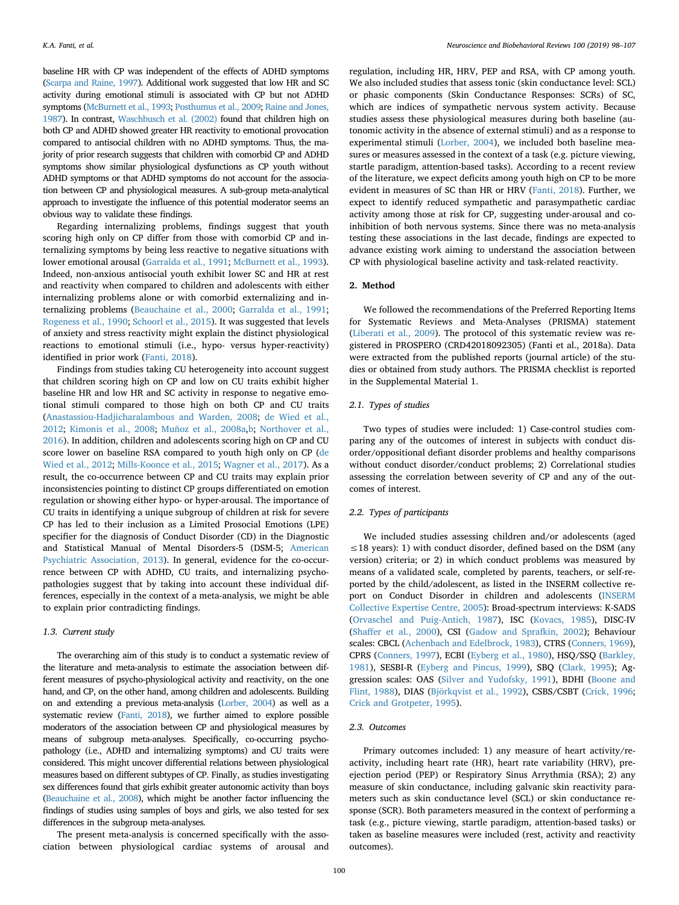baseline HR with CP was independent of the effects of ADHD symptoms (Scarpa and Raine, 1997). Additional work suggested that low HR and SC activity during emotional stimuli is associated with CP but not ADHD symptoms (McBurnett et al., 1993; Posthumus et al., 2009; Raine and Jones, 1987). In contrast, Waschbusch et al. (2002) found that children high on both CP and ADHD showed greater HR reactivity to emotional provocation compared to antisocial children with no ADHD symptoms. Thus, the majority of prior research suggests that children with comorbid CP and ADHD symptoms show similar physiological dysfunctions as CP youth without ADHD symptoms or that ADHD symptoms do not account for the association between CP and physiological measures. A sub-group meta-analytical approach to investigate the influence of this potential moderator seems an obvious way to validate these findings.

Regarding internalizing problems, findings suggest that youth scoring high only on CP differ from those with comorbid CP and internalizing symptoms by being less reactive to negative situations with lower emotional arousal (Garralda et al., 1991; McBurnett et al., 1993). Indeed, non-anxious antisocial youth exhibit lower SC and HR at rest and reactivity when compared to children and adolescents with either internalizing problems alone or with comorbid externalizing and internalizing problems (Beauchaine et al., 2000; Garralda et al., 1991; Rogeness et al., 1990; Schoorl et al., 2015). It was suggested that levels of anxiety and stress reactivity might explain the distinct physiological reactions to emotional stimuli (i.e., hypo- versus hyper-reactivity) identified in prior work (Fanti, 2018).

Findings from studies taking CU heterogeneity into account suggest that children scoring high on CP and low on CU traits exhibit higher baseline HR and low HR and SC activity in response to negative emotional stimuli compared to those high on both CP and CU traits (Anastassiou-Hadjicharalambous and Warden, 2008; de Wied et al., 2012; Kimonis et al., 2008; Muñoz et al., 2008a,b; Northover et al., 2016). In addition, children and adolescents scoring high on CP and CU score lower on baseline RSA compared to youth high only on CP (de Wied et al., 2012; Mills-Koonce et al., 2015; Wagner et al., 2017). As a result, the co-occurrence between CP and CU traits may explain prior inconsistencies pointing to distinct CP groups differentiated on emotion regulation or showing either hypo- or hyper-arousal. The importance of CU traits in identifying a unique subgroup of children at risk for severe CP has led to their inclusion as a Limited Prosocial Emotions (LPE) specifier for the diagnosis of Conduct Disorder (CD) in the Diagnostic and Statistical Manual of Mental Disorders-5 (DSM-5; American Psychiatric Association, 2013). In general, evidence for the co-occurrence between CP with ADHD, CU traits, and internalizing psychopathologies suggest that by taking into account these individual differences, especially in the context of a meta-analysis, we might be able to explain prior contradicting findings.

### 1.3. Current study

The overarching aim of this study is to conduct a systematic review of the literature and meta-analysis to estimate the association between different measures of psycho-physiological activity and reactivity, on the one hand, and CP, on the other hand, among children and adolescents. Building on and extending a previous meta-analysis (Lorber, 2004) as well as a systematic review (Fanti, 2018), we further aimed to explore possible moderators of the association between CP and physiological measures by means of subgroup meta-analyses. Specifically, co-occurring psychopathology (i.e., ADHD and internalizing symptoms) and CU traits were considered. This might uncover differential relations between physiological measures based on different subtypes of CP. Finally, as studies investigating sex differences found that girls exhibit greater autonomic activity than boys (Beauchaine et al., 2008), which might be another factor influencing the findings of studies using samples of boys and girls, we also tested for sex differences in the subgroup meta-analyses.

The present meta-analysis is concerned specifically with the association between physiological cardiac systems of arousal and regulation, including HR, HRV, PEP and RSA, with CP among youth. We also included studies that assess tonic (skin conductance level: SCL) or phasic components (Skin Conductance Responses: SCRs) of SC, which are indices of sympathetic nervous system activity. Because studies assess these physiological measures during both baseline (autonomic activity in the absence of external stimuli) and as a response to experimental stimuli (Lorber, 2004), we included both baseline measures or measures assessed in the context of a task (e.g. picture viewing, startle paradigm, attention-based tasks). According to a recent review of the literature, we expect deficits among youth high on CP to be more evident in measures of SC than HR or HRV (Fanti, 2018). Further, we expect to identify reduced sympathetic and parasympathetic cardiac activity among those at risk for CP, suggesting under-arousal and co-inhibition of both nervous systems. Since there was no meta-analysis testing these associations in the last decade, findings are expected to advance existing work aiming to understand the association between CP with physiological baseline activity and task-related reactivity.

## 2. Method

We followed the recommendations of the Preferred Reporting Items for Systematic Reviews and Meta-Analyses (PRISMA) statement (Liberati et al., 2009). The protocol of this systematic review was registered in PROSPERO (CRD42018092305) (Fanti et al., 2018a). Data were extracted from the published reports (journal article) of the studies or obtained from study authors. The PRISMA checklist is reported in the Supplemental Material 1.

### 2.1. Types of studies

Two types of studies were included: 1) Case-control studies comparing any of the outcomes of interest in subjects with conduct disorder/oppositional defiant disorder problems and healthy comparisons without conduct disorder/conduct problems; 2) Correlational studies assessing the correlation between severity of CP and any of the outcomes of interest.

### 2.2. Types of participants

We included studies assessing children and/or adolescents (aged ≤18 years): 1) with conduct disorder, defined based on the DSM (any version) criteria; or 2) in which conduct problems was measured by means of a validated scale, completed by parents, teachers, or self-reported by the child/adolescent, as listed in the INSERM collective report on Conduct Disorder in children and adolescents (INSERM Collective Expertise Centre, 2005): Broad-spectrum interviews: K-SADS (Orvaschel and Puig-Antich, 1987), ISC (Kovacs, 1985), DISC-IV (Shaffer et al., 2000), CSI (Gadow and Sprafkin, 2002); Behaviour scales: CBCL (Achenbach and Edelbrock, 1983), CTRS (Conners, 1969), CPRS (Conners, 1997), ECBI (Eyberg et al., 1980), HSQ/SSQ (Barkley, 1981), SESBI-R (Eyberg and Pincus, 1999), SBQ (Clark, 1995); Aggression scales: OAS (Silver and Yudofsky, 1991), BDHI (Boone and Flint, 1988), DIAS (Björkqvist et al., 1992), CSBS/CSBT (Crick, 1996; Crick and Grotpeter, 1995).

### 2.3. Outcomes

Primary outcomes included: 1) any measure of heart activity/reactivity, including heart rate (HR), heart rate variability (HRV), pre-ejection period (PEP) or Respiratory Sinus Arrythmia (RSA); 2) any measure of skin conductance, including galvanic skin reactivity parameters such as skin conductance level (SCL) or skin conductance response (SCR). Both parameters measured in the context of performing a task (e.g., picture viewing, startle paradigm, attention-based tasks) or taken as baseline measures were included (rest, activity and reactivity outcomes).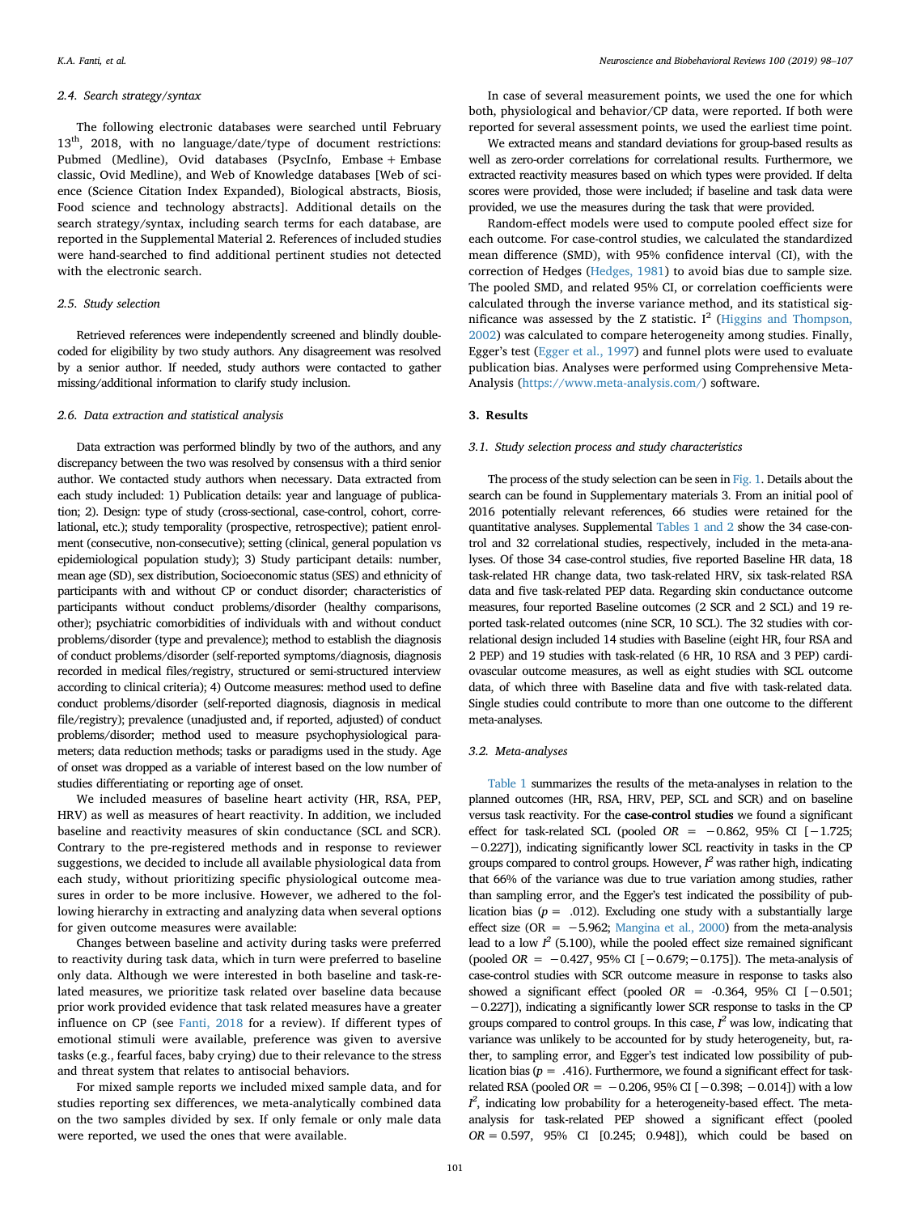### 2.4. Search strategy/syntax

The following electronic databases were searched until February 13th, 2018, with no language/date/type of document restrictions: Pubmed (Medline), Ovid databases (PsycInfo, Embase + Embase classic, Ovid Medline), and Web of Knowledge databases [Web of science (Science Citation Index Expanded), Biological abstracts, Biosis, Food science and technology abstracts]. Additional details on the search strategy/syntax, including search terms for each database, are reported in the Supplemental Material 2. References of included studies were hand-searched to find additional pertinent studies not detected with the electronic search.

### 2.5. Study selection

Retrieved references were independently screened and blindly double-coded for eligibility by two study authors. Any disagreement was resolved by a senior author. If needed, study authors were contacted to gather missing/additional information to clarify study inclusion.

### 2.6. Data extraction and statistical analysis

Data extraction was performed blindly by two of the authors, and any discrepancy between the two was resolved by consensus with a third senior author. We contacted study authors when necessary. Data extracted from each study included: 1) Publication details: year and language of publication; 2). Design: type of study (cross-sectional, case-control, cohort, correlational, etc.); study temporality (prospective, retrospective); patient enrolment (consecutive, non-consecutive); setting (clinical, general population vs epidemiological population study); 3) Study participant details: number, mean age (SD), sex distribution, Socioeconomic status (SES) and ethnicity of participants with and without CP or conduct disorder; characteristics of participants without conduct problems/disorder (healthy comparisons, other); psychiatric comorbidities of individuals with and without conduct problems/disorder (type and prevalence); method to establish the diagnosis of conduct problems/disorder (self-reported symptoms/diagnosis, diagnosis recorded in medical files/registry, structured or semi-structured interview according to clinical criteria); 4) Outcome measures: method used to define conduct problems/disorder (self-reported diagnosis, diagnosis in medical file/registry); prevalence (unadjusted and, if reported, adjusted) of conduct problems/disorder; method used to measure psychophysiological parameters; data reduction methods; tasks or paradigms used in the study. Age of onset was dropped as a variable of interest based on the low number of studies differentiating or reporting age of onset.

We included measures of baseline heart activity (HR, RSA, PEP, HRV) as well as measures of heart reactivity. In addition, we included baseline and reactivity measures of skin conductance (SCL and SCR). Contrary to the pre-registered methods and in response to reviewer suggestions, we decided to include all available physiological data from each study, without prioritizing specific physiological outcome measures in order to be more inclusive. However, we adhered to the following hierarchy in extracting and analyzing data when several options for given outcome measures were available:

Changes between baseline and activity during tasks were preferred to reactivity during task data, which in turn were preferred to baseline only data. Although we were interested in both baseline and task-related measures, we prioritize task related over baseline data because prior work provided evidence that task related measures have a greater influence on CP (see Fanti, 2018 for a review). If different types of emotional stimuli were available, preference was given to aversive tasks (e.g., fearful faces, baby crying) due to their relevance to the stress and threat system that relates to antisocial behaviors.

For mixed sample reports we included mixed sample data, and for studies reporting sex differences, we meta-analytically combined data on the two samples divided by sex. If only female or only male data were reported, we used the ones that were available.

In case of several measurement points, we used the one for which both, physiological and behavior/CP data, were reported. If both were reported for several assessment points, we used the earliest time point.

We extracted means and standard deviations for group-based results as well as zero-order correlations for correlational results. Furthermore, we extracted reactivity measures based on which types were provided. If delta scores were provided, those were included; if baseline and task data were provided, we use the measures during the task that were provided.

Random-effect models were used to compute pooled effect size for each outcome. For case-control studies, we calculated the standardized mean difference (SMD), with 95% confidence interval (CI), with the correction of Hedges (Hedges, 1981) to avoid bias due to sample size. The pooled SMD, and related 95% CI, or correlation coefficients were calculated through the inverse variance method, and its statistical significance was assessed by the Z statistic. $I^2$ (Higgins and Thompson, 2002) was calculated to compare heterogeneity among studies. Finally, Egger's test (Egger et al., 1997) and funnel plots were used to evaluate publication bias. Analyses were performed using Comprehensive Meta-Analysis (https://www.meta-analysis.com/) software.

## 3. Results

### 3.1. Study selection process and study characteristics

The process of the study selection can be seen in Fig. 1. Details about the search can be found in Supplementary materials 3. From an initial pool of 2016 potentially relevant references, 66 studies were retained for the quantitative analyses. Supplemental Tables 1 and 2 show the 34 case-control and 32 correlational studies, respectively, included in the meta-analyses. Of those 34 case-control studies, five reported Baseline HR data, 18 task-related HR change data, two task-related HRV, six task-related RSA data and five task-related PEP data. Regarding skin conductance outcome measures, four reported Baseline outcomes (2 SCR and 2 SCL) and 19 reported task-related outcomes (nine SCR, 10 SCL). The 32 studies with correlational design included 14 studies with Baseline (eight HR, four RSA and 2 PEP) and 19 studies with task-related (6 HR, 10 RSA and 3 PEP) cardiovascular outcome measures, as well as eight studies with SCL outcome data, of which three with Baseline data and five with task-related data. Single studies could contribute to more than one outcome to the different meta-analyses.

### 3.2. Meta-analyses

Table 1 summarizes the results of the meta-analyses in relation to the planned outcomes (HR, RSA, HRV, PEP, SCL and SCR) and on baseline versus task reactivity. For the **case-control studies** we found a significant effect for task-related SCL (pooled *OR* = −0.862, 95% CI [−1.725; −0.227]), indicating significantly lower SCL reactivity in tasks in the CP groups compared to control groups. However, $I^2$ was rather high, indicating that 66% of the variance was due to true variation among studies, rather than sampling error, and the Egger's test indicated the possibility of publication bias ($p$ = .012). Excluding one study with a substantially large effect size (OR = −5.962; Mangina et al., 2000) from the meta-analysis lead to a low $I^2$ (5.100), while the pooled effect size remained significant (pooled *OR* = −0.427, 95% CI [−0.679;−0.175]). The meta-analysis of case-control studies with SCR outcome measure in response to tasks also showed a significant effect (pooled *OR* = -0.364, 95% CI [−0.501; −0.227]), indicating a significantly lower SCR response to tasks in the CP groups compared to control groups. In this case, $I^2$ was low, indicating that variance was unlikely to be accounted for by study heterogeneity, but, rather, to sampling error, and Egger's test indicated low possibility of publication bias ($p$ = .416). Furthermore, we found a significant effect for task-related RSA (pooled *OR* = −0.206, 95% CI [−0.398; −0.014]) with a low $I^2$, indicating low probability for a heterogeneity-based effect. The meta-analysis for task-related PEP showed a significant effect (pooled *OR* = 0.597, 95% CI [0.245; 0.948]), which could be based on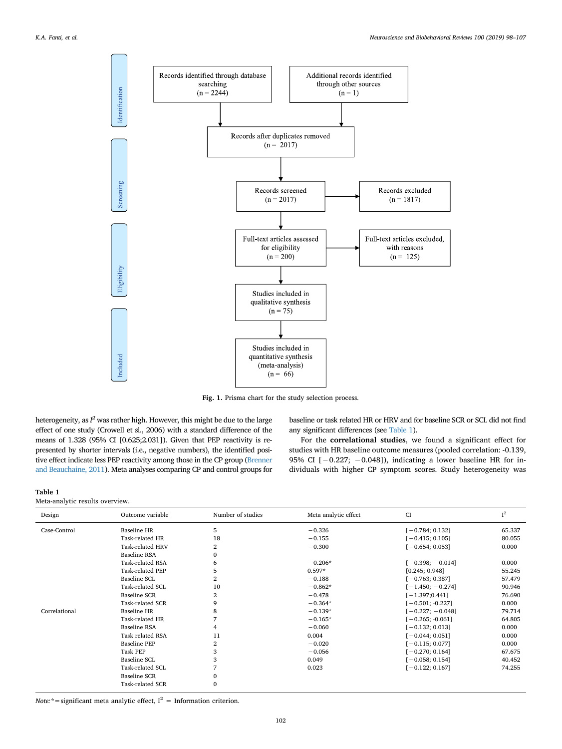Records identified through database searching (n = 2244)

Additional records identified through other sources (n = 1)

Records after duplicates removed (n = 2017)

Records screened (n = 2017)

Records excluded (n = 1817)

Full-text articles assessed for eligibility (n = 200)

Full-text articles excluded, with reasons (n = 125)

Studies included in qualitative synthesis (n = 75)

Studies included in quantitative synthesis (meta-analysis) (n = 66)

Identification / Screening / Eligibility / Included

**Fig. 1.** Prisma chart for the study selection process.

heterogeneity, as $I^2$ was rather high. However, this might be due to the large effect of one study (Crowell et al., 2006) with a standard difference of the means of 1.328 (95% CI [0.625;2.031]). Given that PEP reactivity is represented by shorter intervals (i.e., negative numbers), the identified positive effect indicate less PEP reactivity among those in the CP group (Brenner and Beauchaine, 2011). Meta analyses comparing CP and control groups for baseline or task related HR or HRV and for baseline SCR or SCL did not find any significant differences (see Table 1).

For the **correlational studies**, we found a significant effect for studies with HR baseline outcome measures (pooled correlation: -0.139, 95% CI [−0.227; −0.048]), indicating a lower baseline HR for individuals with higher CP symptom scores. Study heterogeneity was

**Table 1**
Meta-analytic results overview.

| Design | Outcome variable | Number of studies | Meta analytic effect | CI | $I^2$ |
|---|---|---|---|---|---|
| Case-Control | Baseline HR | 5 | −0.326 | [−0.784; 0.132] | 65.337 |
| | Task-related HR | 18 | −0.155 | [−0.415; 0.105] | 80.055 |
| | Task-related HRV | 2 | −0.300 | [−0.654; 0.053] | 0.000 |
| | Baseline RSA | 0 | | | |
| | Task-related RSA | 6 | −0.206* | [−0.398; −0.014] | 0.000 |
| | Task-related PEP | 5 | 0.597* | [0.245; 0.948] | 55.245 |
| | Baseline SCL | 2 | −0.188 | [−0.763; 0.387] | 57.479 |
| | Task-related SCL | 10 | −0.862* | [−1.450; −0.274] | 90.946 |
| | Baseline SCR | 2 | −0.478 | [−1.397;0.441] | 76.690 |
| | Task-related SCR | 9 | −0.364* | [−0.501; -0.227] | 0.000 |
| Correlational | Baseline HR | 8 | −0.139* | [−0.227; −0.048] | 79.714 |
| | Task-related HR | 7 | −0.165* | [−0.265; -0.061] | 64.805 |
| | Baseline RSA | 4 | −0.060 | [−0.132; 0.013] | 0.000 |
| | Task related RSA | 11 | 0.004 | [−0.044; 0.051] | 0.000 |
| | Baseline PEP | 2 | −0.020 | [−0.115; 0.077] | 0.000 |
| | Task PEP | 3 | −0.056 | [−0.270; 0.164] | 67.675 |
| | Baseline SCL | 3 | 0.049 | [−0.058; 0.154] | 40.452 |
| | Task-related SCL | 7 | 0.023 | [−0.122; 0.167] | 74.255 |
| | Baseline SCR | 0 | | | |
| | Task-related SCR | 0 | | | |

*Note:* * = significant meta analytic effect, $I^2$ = Information criterion.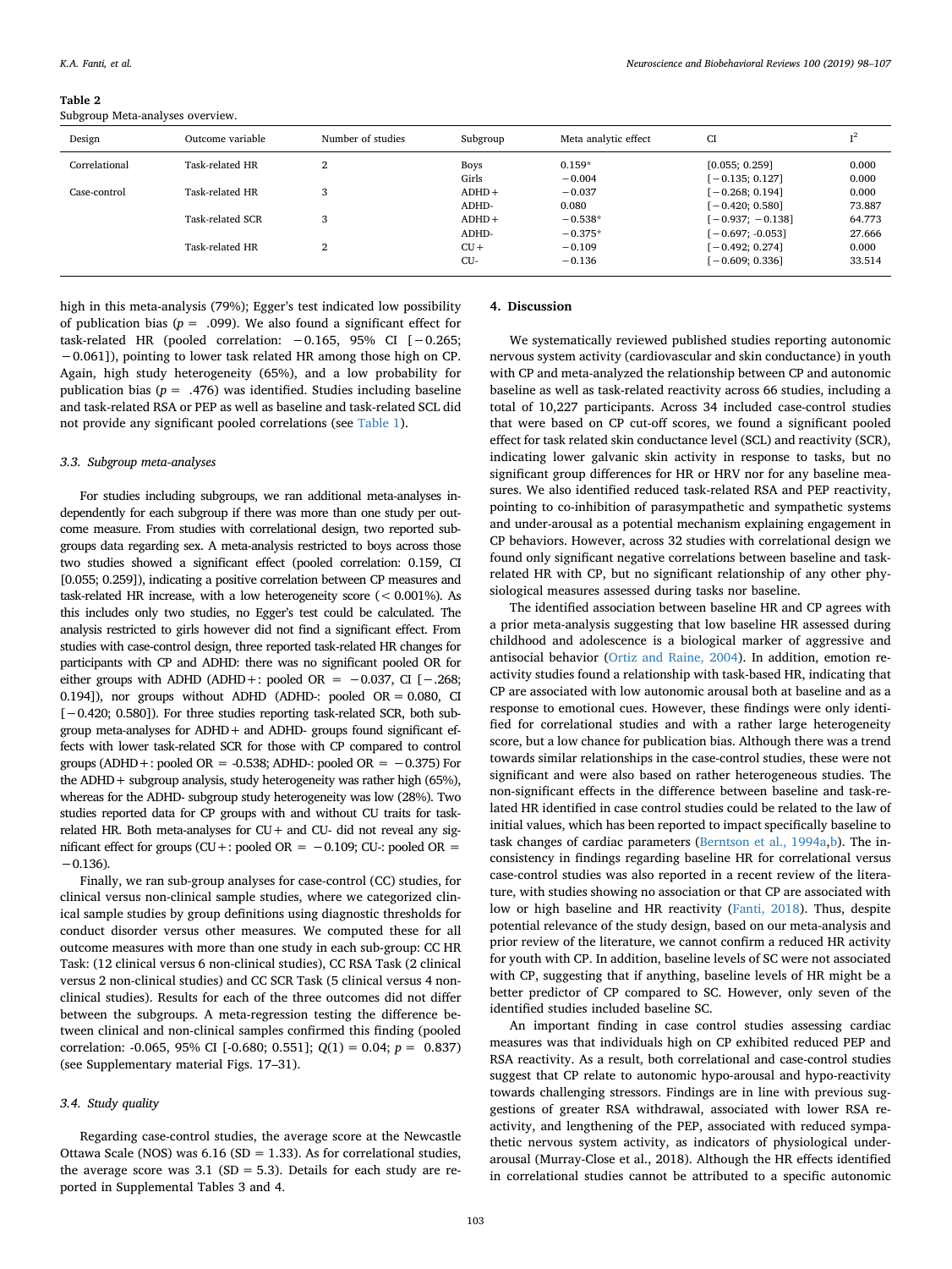Table 2
Subgroup Meta-analyses overview.

| Design | Outcome variable | Number of studies | Subgroup | Meta analytic effect | CI | $I^2$ |
|---|---|---|---|---|---|---|
| Correlational | Task-related HR | 2 | Boys | 0.159* | [0.055; 0.259] | 0.000 |
| | | | Girls | −0.004 | [−0.135; 0.127] | 0.000 |
| Case-control | Task-related HR | 3 | ADHD+ | −0.037 | [−0.268; 0.194] | 0.000 |
| | | | ADHD- | 0.080 | [−0.420; 0.580] | 73.887 |
| | Task-related SCR | 3 | ADHD+ | −0.538* | [−0.937; −0.138] | 64.773 |
| | | | ADHD- | −0.375* | [−0.697; -0.053] | 27.666 |
| | Task-related HR | 2 | CU+ | −0.109 | [−0.492; 0.274] | 0.000 |
| | | | CU- | −0.136 | [−0.609; 0.336] | 33.514 |

high in this meta-analysis (79%); Egger's test indicated low possibility of publication bias ($p = .099$). We also found a significant effect for task-related HR (pooled correlation: −0.165, 95% CI [−0.265; −0.061]), pointing to lower task related HR among those high on CP. Again, high study heterogeneity (65%), and a low probability for publication bias ($p = .476$) was identified. Studies including baseline and task-related RSA or PEP as well as baseline and task-related SCL did not provide any significant pooled correlations (see Table 1).

### 3.3. Subgroup meta-analyses

For studies including subgroups, we ran additional meta-analyses independently for each subgroup if there was more than one study per outcome measure. From studies with correlational design, two reported subgroups data regarding sex. A meta-analysis restricted to boys across those two studies showed a significant effect (pooled correlation: 0.159, CI [0.055; 0.259]), indicating a positive correlation between CP measures and task-related HR increase, with a low heterogeneity score (< 0.001%). As this includes only two studies, no Egger's test could be calculated. The analysis restricted to girls however did not find a significant effect. From studies with case-control design, three reported task-related HR changes for participants with CP and ADHD: there was no significant pooled OR for either groups with ADHD (ADHD+: pooled OR = −0.037, CI [−.268; 0.194]), nor groups without ADHD (ADHD-: pooled OR = 0.080, CI [−0.420; 0.580]). For three studies reporting task-related SCR, both subgroup meta-analyses for ADHD+ and ADHD- groups found significant effects with lower task-related SCR for those with CP compared to control groups (ADHD+: pooled OR = -0.538; ADHD-: pooled OR = −0.375) For the ADHD+ subgroup analysis, study heterogeneity was rather high (65%), whereas for the ADHD- subgroup study heterogeneity was low (28%). Two studies reported data for CP groups with and without CU traits for task-related HR. Both meta-analyses for CU+ and CU- did not reveal any significant effect for groups (CU+: pooled OR = −0.109; CU-: pooled OR = −0.136).

Finally, we ran sub-group analyses for case-control (CC) studies, for clinical versus non-clinical sample studies, where we categorized clinical sample studies by group definitions using diagnostic thresholds for conduct disorder versus other measures. We computed these for all outcome measures with more than one study in each sub-group: CC HR Task: (12 clinical versus 6 non-clinical studies), CC RSA Task (2 clinical versus 2 non-clinical studies) and CC SCR Task (5 clinical versus 4 non-clinical studies). Results for each of the three outcomes did not differ between the subgroups. A meta-regression testing the difference between clinical and non-clinical samples confirmed this finding (pooled correlation: -0.065, 95% CI [-0.680; 0.551]; $Q(1) = 0.04$; $p = 0.837$) (see Supplementary material Figs. 17–31).

### 3.4. Study quality

Regarding case-control studies, the average score at the Newcastle Ottawa Scale (NOS) was 6.16 (SD = 1.33). As for correlational studies, the average score was 3.1 (SD = 5.3). Details for each study are reported in Supplemental Tables 3 and 4.

## 4. Discussion

We systematically reviewed published studies reporting autonomic nervous system activity (cardiovascular and skin conductance) in youth with CP and meta-analyzed the relationship between CP and autonomic baseline as well as task-related reactivity across 66 studies, including a total of 10,227 participants. Across 34 included case-control studies that were based on CP cut-off scores, we found a significant pooled effect for task related skin conductance level (SCL) and reactivity (SCR), indicating lower galvanic skin activity in response to tasks, but no significant group differences for HR or HRV nor for any baseline measures. We also identified reduced task-related RSA and PEP reactivity, pointing to co-inhibition of parasympathetic and sympathetic systems and under-arousal as a potential mechanism explaining engagement in CP behaviors. However, across 32 studies with correlational design we found only significant negative correlations between baseline and task-related HR with CP, but no significant relationship of any other physiological measures assessed during tasks nor baseline.

The identified association between baseline HR and CP agrees with a prior meta-analysis suggesting that low baseline HR assessed during childhood and adolescence is a biological marker of aggressive and antisocial behavior (Ortiz and Raine, 2004). In addition, emotion reactivity studies found a relationship with task-based HR, indicating that CP are associated with low autonomic arousal both at baseline and as a response to emotional cues. However, these findings were only identified for correlational studies and with a rather large heterogeneity score, but a low chance for publication bias. Although there was a trend towards similar relationships in the case-control studies, these were not significant and were also based on rather heterogeneous studies. The non-significant effects in the difference between baseline and task-related HR identified in case control studies could be related to the law of initial values, which has been reported to impact specifically baseline to task changes of cardiac parameters (Berntson et al., 1994a,b). The inconsistency in findings regarding baseline HR for correlational versus case-control studies was also reported in a recent review of the literature, with studies showing no association or that CP are associated with low or high baseline and HR reactivity (Fanti, 2018). Thus, despite potential relevance of the study design, based on our meta-analysis and prior review of the literature, we cannot confirm a reduced HR activity for youth with CP. In addition, baseline levels of SC were not associated with CP, suggesting that if anything, baseline levels of HR might be a better predictor of CP compared to SC. However, only seven of the identified studies included baseline SC.

An important finding in case control studies assessing cardiac measures was that individuals high on CP exhibited reduced PEP and RSA reactivity. As a result, both correlational and case-control studies suggest that CP relate to autonomic hypo-arousal and hypo-reactivity towards challenging stressors. Findings are in line with previous suggestions of greater RSA withdrawal, associated with lower RSA reactivity, and lengthening of the PEP, associated with reduced sympathetic nervous system activity, as indicators of physiological underarousal (Murray-Close et al., 2018). Although the HR effects identified in correlational studies cannot be attributed to a specific autonomic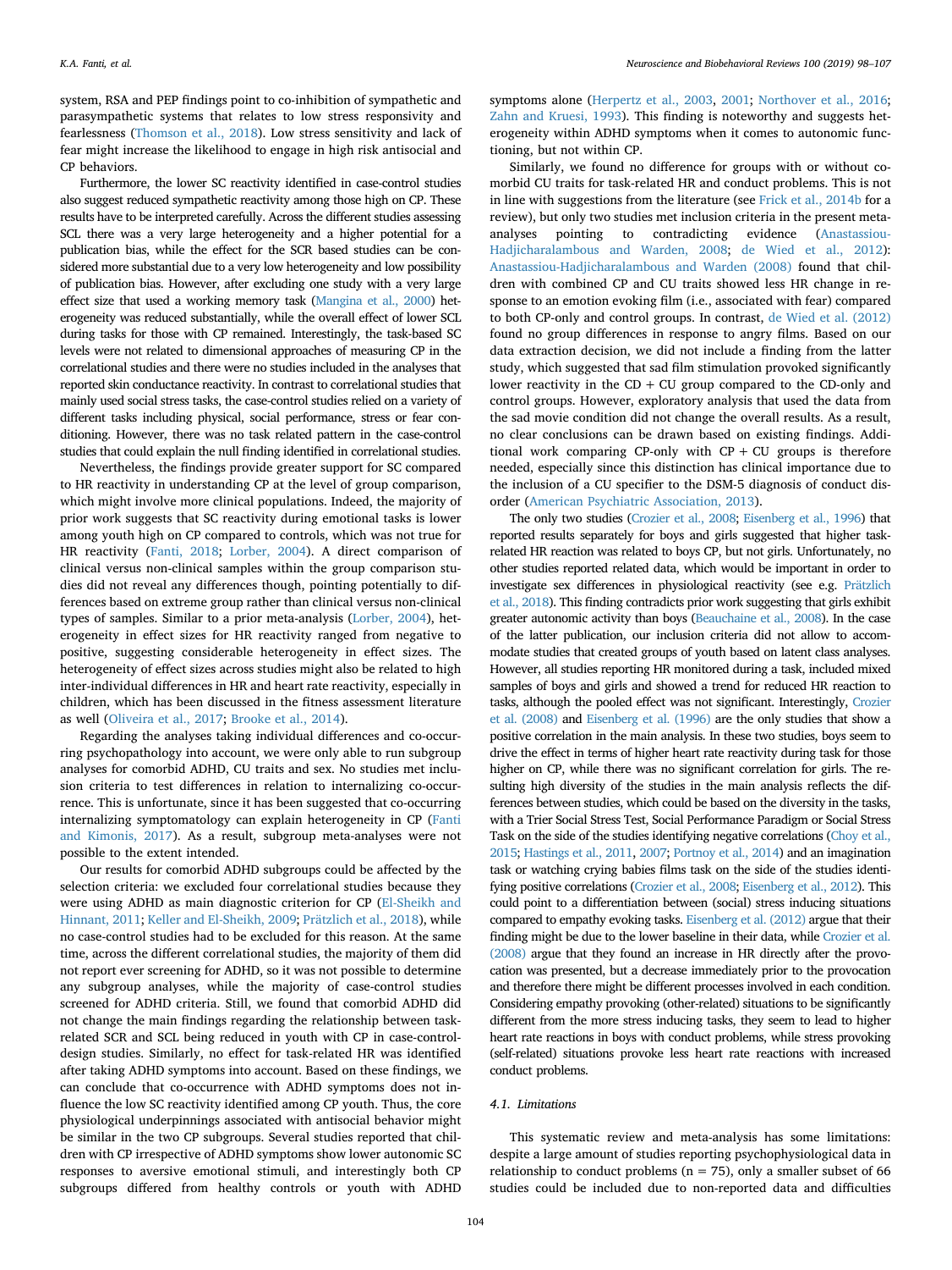system, RSA and PEP findings point to co-inhibition of sympathetic and parasympathetic systems that relates to low stress responsivity and fearlessness (Thomson et al., 2018). Low stress sensitivity and lack of fear might increase the likelihood to engage in high risk antisocial and CP behaviors.

Furthermore, the lower SC reactivity identified in case-control studies also suggest reduced sympathetic reactivity among those high on CP. These results have to be interpreted carefully. Across the different studies assessing SCL there was a very large heterogeneity and a higher potential for a publication bias, while the effect for the SCR based studies can be considered more substantial due to a very low heterogeneity and low possibility of publication bias. However, after excluding one study with a very large effect size that used a working memory task (Mangina et al., 2000) heterogeneity was reduced substantially, while the overall effect of lower SCL during tasks for those with CP remained. Interestingly, the task-based SC levels were not related to dimensional approaches of measuring CP in the correlational studies and there were no studies included in the analyses that reported skin conductance reactivity. In contrast to correlational studies that mainly used social stress tasks, the case-control studies relied on a variety of different tasks including physical, social performance, stress or fear conditioning. However, there was no task related pattern in the case-control studies that could explain the null finding identified in correlational studies.

Nevertheless, the findings provide greater support for SC compared to HR reactivity in understanding CP at the level of group comparison, which might involve more clinical populations. Indeed, the majority of prior work suggests that SC reactivity during emotional tasks is lower among youth high on CP compared to controls, which was not true for HR reactivity (Fanti, 2018; Lorber, 2004). A direct comparison of clinical versus non-clinical samples within the group comparison studies did not reveal any differences though, pointing potentially to differences based on extreme group rather than clinical versus non-clinical types of samples. Similar to a prior meta-analysis (Lorber, 2004), heterogeneity in effect sizes for HR reactivity ranged from negative to positive, suggesting considerable heterogeneity in effect sizes. The heterogeneity of effect sizes across studies might also be related to high inter-individual differences in HR and heart rate reactivity, especially in children, which has been discussed in the fitness assessment literature as well (Oliveira et al., 2017; Brooke et al., 2014).

Regarding the analyses taking individual differences and co-occurring psychopathology into account, we were only able to run subgroup analyses for comorbid ADHD, CU traits and sex. No studies met inclusion criteria to test differences in relation to internalizing co-occurrence. This is unfortunate, since it has been suggested that co-occurring internalizing symptomatology can explain heterogeneity in CP (Fanti and Kimonis, 2017). As a result, subgroup meta-analyses were not possible to the extent intended.

Our results for comorbid ADHD subgroups could be affected by the selection criteria: we excluded four correlational studies because they were using ADHD as main diagnostic criterion for CP (El-Sheikh and Hinnant, 2011; Keller and El-Sheikh, 2009; Prätzlich et al., 2018), while no case-control studies had to be excluded for this reason. At the same time, across the different correlational studies, the majority of them did not report ever screening for ADHD, so it was not possible to determine any subgroup analyses, while the majority of case-control studies screened for ADHD criteria. Still, we found that comorbid ADHD did not change the main findings regarding the relationship between task-related SCR and SCL being reduced in youth with CP in case-control-design studies. Similarly, no effect for task-related HR was identified after taking ADHD symptoms into account. Based on these findings, we can conclude that co-occurrence with ADHD symptoms does not influence the low SC reactivity identified among CP youth. Thus, the core physiological underpinnings associated with antisocial behavior might be similar in the two CP subgroups. Several studies reported that children with CP irrespective of ADHD symptoms show lower autonomic SC responses to aversive emotional stimuli, and interestingly both CP subgroups differed from healthy controls or youth with ADHD symptoms alone (Herpertz et al., 2003, 2001; Northover et al., 2016; Zahn and Kruesi, 1993). This finding is noteworthy and suggests heterogeneity within ADHD symptoms when it comes to autonomic functioning, but not within CP.

Similarly, we found no difference for groups with or without comorbid CU traits for task-related HR and conduct problems. This is not in line with suggestions from the literature (see Frick et al., 2014b for a review), but only two studies met inclusion criteria in the present meta-analyses pointing to contradicting evidence (Anastassiou-Hadjicharalambous and Warden, 2008; de Wied et al., 2012): Anastassiou-Hadjicharalambous and Warden (2008) found that children with combined CP and CU traits showed less HR change in response to an emotion evoking film (i.e., associated with fear) compared to both CP-only and control groups. In contrast, de Wied et al. (2012) found no group differences in response to angry films. Based on our data extraction decision, we did not include a finding from the latter study, which suggested that sad film stimulation provoked significantly lower reactivity in the CD + CU group compared to the CD-only and control groups. However, exploratory analysis that used the data from the sad movie condition did not change the overall results. As a result, no clear conclusions can be drawn based on existing findings. Additional work comparing CP-only with CP + CU groups is therefore needed, especially since this distinction has clinical importance due to the inclusion of a CU specifier to the DSM-5 diagnosis of conduct disorder (American Psychiatric Association, 2013).

The only two studies (Crozier et al., 2008; Eisenberg et al., 1996) that reported results separately for boys and girls suggested that higher task-related HR reaction was related to boys CP, but not girls. Unfortunately, no other studies reported related data, which would be important in order to investigate sex differences in physiological reactivity (see e.g. Prätzlich et al., 2018). This finding contradicts prior work suggesting that girls exhibit greater autonomic activity than boys (Beauchaine et al., 2008). In the case of the latter publication, our inclusion criteria did not allow to accommodate studies that created groups of youth based on latent class analyses. However, all studies reporting HR monitored during a task, included mixed samples of boys and girls and showed a trend for reduced HR reaction to tasks, although the pooled effect was not significant. Interestingly, Crozier et al. (2008) and Eisenberg et al. (1996) are the only studies that show a positive correlation in the main analysis. In these two studies, boys seem to drive the effect in terms of higher heart rate reactivity during task for those higher on CP, while there was no significant correlation for girls. The resulting high diversity of the studies in the main analysis reflects the differences between studies, which could be based on the diversity in the tasks, with a Trier Social Stress Test, Social Performance Paradigm or Social Stress Task on the side of the studies identifying negative correlations (Choy et al., 2015; Hastings et al., 2011, 2007; Portnoy et al., 2014) and an imagination task or watching crying babies films task on the side of the studies identifying positive correlations (Crozier et al., 2008; Eisenberg et al., 2012). This could point to a differentiation between (social) stress inducing situations compared to empathy evoking tasks. Eisenberg et al. (2012) argue that their finding might be due to the lower baseline in their data, while Crozier et al. (2008) argue that they found an increase in HR directly after the provocation was presented, but a decrease immediately prior to the provocation and therefore there might be different processes involved in each condition. Considering empathy provoking (other-related) situations to be significantly different from the more stress inducing tasks, they seem to lead to higher heart rate reactions in boys with conduct problems, while stress provoking (self-related) situations provoke less heart rate reactions with increased conduct problems.

### 4.1. Limitations

This systematic review and meta-analysis has some limitations: despite a large amount of studies reporting psychophysiological data in relationship to conduct problems (n = 75), only a smaller subset of 66 studies could be included due to non-reported data and difficulties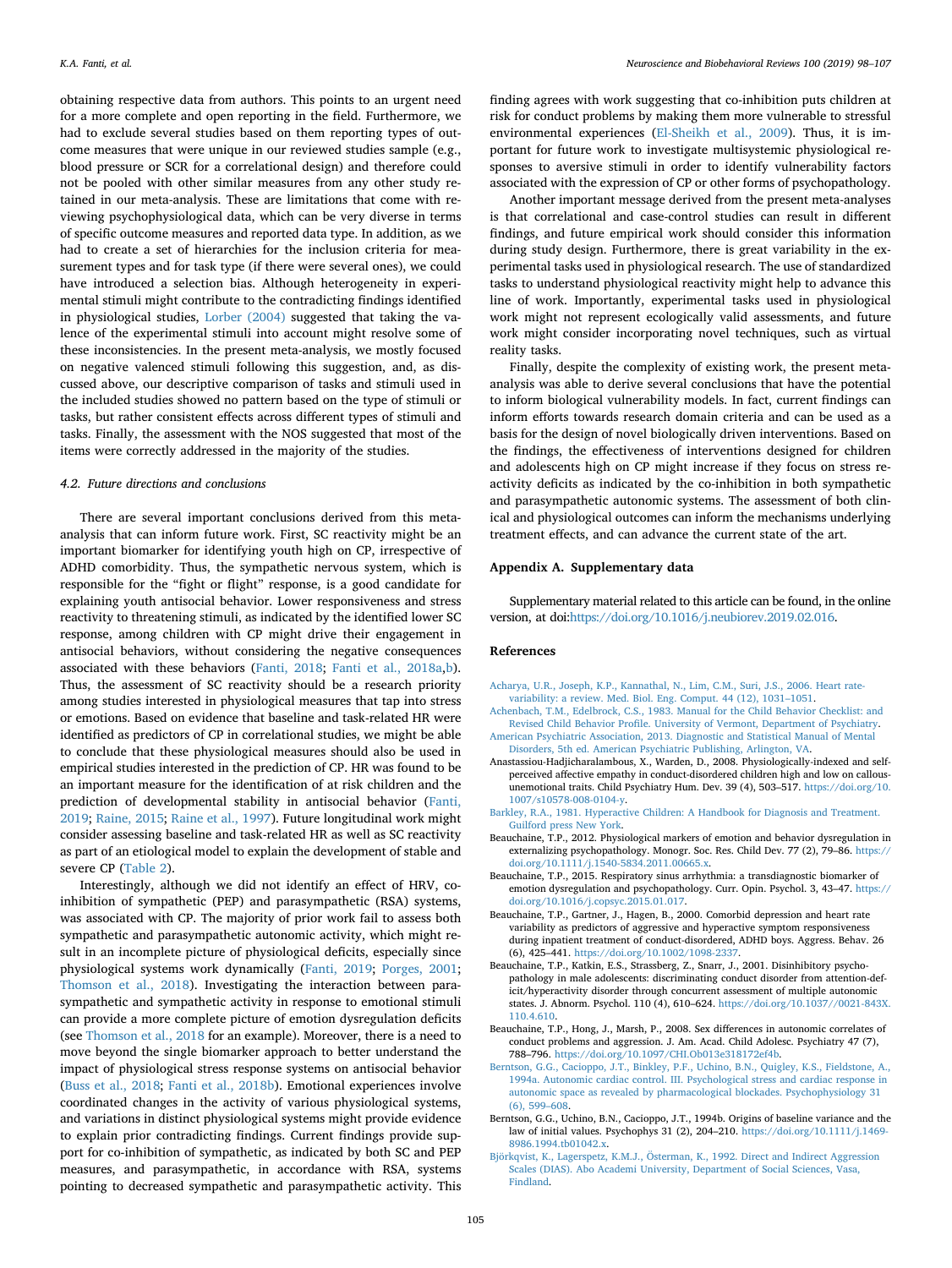obtaining respective data from authors. This points to an urgent need for a more complete and open reporting in the field. Furthermore, we had to exclude several studies based on them reporting types of outcome measures that were unique in our reviewed studies sample (e.g., blood pressure or SCR for a correlational design) and therefore could not be pooled with other similar measures from any other study retained in our meta-analysis. These are limitations that come with reviewing psychophysiological data, which can be very diverse in terms of specific outcome measures and reported data type. In addition, as we had to create a set of hierarchies for the inclusion criteria for measurement types and for task type (if there were several ones), we could have introduced a selection bias. Although heterogeneity in experimental stimuli might contribute to the contradicting findings identified in physiological studies, Lorber (2004) suggested that taking the valence of the experimental stimuli into account might resolve some of these inconsistencies. In the present meta-analysis, we mostly focused on negative valenced stimuli following this suggestion, and, as discussed above, our descriptive comparison of tasks and stimuli used in the included studies showed no pattern based on the type of stimuli or tasks, but rather consistent effects across different types of stimuli and tasks. Finally, the assessment with the NOS suggested that most of the items were correctly addressed in the majority of the studies.

### 4.2. Future directions and conclusions

There are several important conclusions derived from this meta-analysis that can inform future work. First, SC reactivity might be an important biomarker for identifying youth high on CP, irrespective of ADHD comorbidity. Thus, the sympathetic nervous system, which is responsible for the “fight or flight” response, is a good candidate for explaining youth antisocial behavior. Lower responsiveness and stress reactivity to threatening stimuli, as indicated by the identified lower SC response, among children with CP might drive their engagement in antisocial behaviors, without considering the negative consequences associated with these behaviors (Fanti, 2018; Fanti et al., 2018a,b). Thus, the assessment of SC reactivity should be a research priority among studies interested in physiological measures that tap into stress or emotions. Based on evidence that baseline and task-related HR were identified as predictors of CP in correlational studies, we might be able to conclude that these physiological measures should also be used in empirical studies interested in the prediction of CP. HR was found to be an important measure for the identification of at risk children and the prediction of developmental stability in antisocial behavior (Fanti, 2019; Raine, 2015; Raine et al., 1997). Future longitudinal work might consider assessing baseline and task-related HR as well as SC reactivity as part of an etiological model to explain the development of stable and severe CP (Table 2).

Interestingly, although we did not identify an effect of HRV, co-inhibition of sympathetic (PEP) and parasympathetic (RSA) systems, was associated with CP. The majority of prior work fail to assess both sympathetic and parasympathetic autonomic activity, which might result in an incomplete picture of physiological deficits, especially since physiological systems work dynamically (Fanti, 2019; Porges, 2001; Thomson et al., 2018). Investigating the interaction between parasympathetic and sympathetic activity in response to emotional stimuli can provide a more complete picture of emotion dysregulation deficits (see Thomson et al., 2018 for an example). Moreover, there is a need to move beyond the single biomarker approach to better understand the impact of physiological stress response systems on antisocial behavior (Buss et al., 2018; Fanti et al., 2018b). Emotional experiences involve coordinated changes in the activity of various physiological systems, and variations in distinct physiological systems might provide evidence to explain prior contradicting findings. Current findings provide support for co-inhibition of sympathetic, as indicated by both SC and PEP measures, and parasympathetic, in accordance with RSA, systems pointing to decreased sympathetic and parasympathetic activity. This finding agrees with work suggesting that co-inhibition puts children at risk for conduct problems by making them more vulnerable to stressful environmental experiences (El-Sheikh et al., 2009). Thus, it is important for future work to investigate multisystemic physiological responses to aversive stimuli in order to identify vulnerability factors associated with the expression of CP or other forms of psychopathology.

Another important message derived from the present meta-analyses is that correlational and case-control studies can result in different findings, and future empirical work should consider this information during study design. Furthermore, there is great variability in the experimental tasks used in physiological research. The use of standardized tasks to understand physiological reactivity might help to advance this line of work. Importantly, experimental tasks used in physiological work might not represent ecologically valid assessments, and future work might consider incorporating novel techniques, such as virtual reality tasks.

Finally, despite the complexity of existing work, the present meta-analysis was able to derive several conclusions that have the potential to inform biological vulnerability models. In fact, current findings can inform efforts towards research domain criteria and can be used as a basis for the design of novel biologically driven interventions. Based on the findings, the effectiveness of interventions designed for children and adolescents high on CP might increase if they focus on stress reactivity deficits as indicated by the co-inhibition in both sympathetic and parasympathetic autonomic systems. The assessment of both clinical and physiological outcomes can inform the mechanisms underlying treatment effects, and can advance the current state of the art.

## Appendix A. Supplementary data

Supplementary material related to this article can be found, in the online version, at doi:https://doi.org/10.1016/j.neubiorev.2019.02.016.

## References

Acharya, U.R., Joseph, K.P., Kannathal, N., Lim, C.M., Suri, J.S., 2006. Heart rate-variability: a review. Med. Biol. Eng. Comput. 44 (12), 1031–1051.

Achenbach, T.M., Edelbrock, C.S., 1983. Manual for the Child Behavior Checklist: and Revised Child Behavior Profile. University of Vermont, Department of Psychiatry.

American Psychiatric Association, 2013. Diagnostic and Statistical Manual of Mental Disorders, 5th ed. American Psychiatric Publishing, Arlington, VA.

Anastassiou-Hadjicharalambous, X., Warden, D., 2008. Physiologically-indexed and self-perceived affective empathy in conduct-disordered children high and low on callous-unemotional traits. Child Psychiatry Hum. Dev. 39 (4), 503–517. https://doi.org/10.1007/s10578-008-0104-y.

Barkley, R.A., 1981. Hyperactive Children: A Handbook for Diagnosis and Treatment. Guilford press New York.

Beauchaine, T.P., 2012. Physiological markers of emotion and behavior dysregulation in externalizing psychopathology. Monogr. Soc. Res. Child Dev. 77 (2), 79–86. https://doi.org/10.1111/j.1540-5834.2011.00665.x.

Beauchaine, T.P., 2015. Respiratory sinus arrhythmia: a transdiagnostic biomarker of emotion dysregulation and psychopathology. Curr. Opin. Psychol. 3, 43–47. https://doi.org/10.1016/j.copsyc.2015.01.017.

Beauchaine, T.P., Gartner, J., Hagen, B., 2000. Comorbid depression and heart rate variability as predictors of aggressive and hyperactive symptom responsiveness during inpatient treatment of conduct-disordered, ADHD boys. Aggress. Behav. 26 (6), 425–441. https://doi.org/10.1002/1098-2337.

Beauchaine, T.P., Katkin, E.S., Strassberg, Z., Snarr, J., 2001. Disinhibitory psychopathology in male adolescents: discriminating conduct disorder from attention-deficit/hyperactivity disorder through concurrent assessment of multiple autonomic states. J. Abnorm. Psychol. 110 (4), 610–624. https://doi.org/10.1037//0021-843X.110.4.610.

Beauchaine, T.P., Hong, J., Marsh, P., 2008. Sex differences in autonomic correlates of conduct problems and aggression. J. Am. Acad. Child Adolesc. Psychiatry 47 (7), 788–796. https://doi.org/10.1097/CHI.Ob013e318172ef4b.

Berntson, G.G., Cacioppo, J.T., Binkley, P.F., Uchino, B.N., Quigley, K.S., Fieldstone, A., 1994a. Autonomic cardiac control. III. Psychological stress and cardiac response in autonomic space as revealed by pharmacological blockades. Psychophysiology 31 (6), 599–608.

Berntson, G.G., Uchino, B.N., Cacioppo, J.T., 1994b. Origins of baseline variance and the law of initial values. Psychophys 31 (2), 204–210. https://doi.org/10.1111/j.1469-8986.1994.tb01042.x.

Björkqvist, K., Lagerspetz, K.M.J., Österman, K., 1992. Direct and Indirect Aggression Scales (DIAS). Abo Academi University, Department of Social Sciences, Vasa, Findland.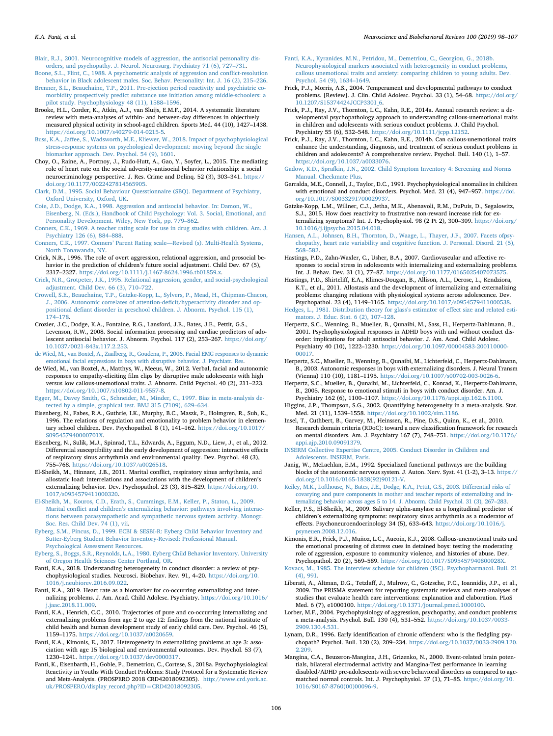Blair, R.J., 2001. Neurocognitive models of aggression, the antisocial personality disorders, and psychopathy. J. Neurol. Neurosurg. Psychiatry 71 (6), 727–731.

Boone, S.L., Flint, C., 1988. A psychometric analysis of aggression and conflict-resolution behavior in Black adolescent males. Soc. Behav. Personality: Int. J. 16 (2), 215–226.

Brenner, S.L., Beauchaine, T.P., 2011. Pre-ejection period reactivity and psychiatric comorbidity prospectively predict substance use initiation among middle-schoolers: a pilot study. Psychophysiology 48 (11), 1588–1596.

Brooke, H.L., Corder, K., Atkin, A.J., van Sluijs, E.M.F., 2014. A systematic literature review with meta-analyses of within- and between-day differences in objectively measured physical activity in school-aged children. Sports Med. 44 (10), 1427–1438. https://doi.org/10.1007/s40279-014-0215-5.

Buss, K.A., Jaffee, S., Wadsworth, M.E., Kliewer, W., 2018. Impact of psychophysiological stress-response systems on psychological development: moving beyond the single biomarker approach. Dev. Psychol. 54 (9), 1601.

Choy, O., Raine, A., Portnoy, J., Rudo-Hutt, A., Gao, Y., Soyfer, L., 2015. The mediating role of heart rate on the social adversity-antisocial behavior relationship: a social neurocriminology perspective. J. Res. Crime and Delinq. 52 (3), 303–341. https://doi.org/10.1177/0022427814565905.

Clark, D.M., 1995. Social Behaviour Quesstionnaire (SBQ). Department of Psychiatry, Oxford University, Oxford, UK.

Coie, J.D., Dodge, K.A., 1998. Aggression and antisocial behavior. In: Damon, W., Eisenberg, N. (Eds.), Handbook of Child Psychology: Vol. 3. Social, Emotional, and Personality Development. Wiley, New York, pp. 779–862.

Conners, C.K., 1969. A teacher rating scale for use in drug studies with children. Am. J. Psychiatry 126 (6), 884–888.

Conners, C.K., 1997. Conners' Parent Rating scale—Revised (s). Multi-Health Systems, North Tonawanda, NY.

Crick, N.R., 1996. The role of overt aggression, relational aggression, and prosocial behavior in the prediction of children's future social adjustment. Child Dev. 67 (5), 2317–2327. https://doi.org/10.1111/j.1467-8624.1996.tb01859.x.

Crick, N.R., Grotpeter, J.K., 1995. Relational aggression, gender, and social-psychological adjustment. Child Dev. 66 (3), 710–722.

Crowell, S.E., Beauchaine, T.P., Gatzke-Kopp, L., Sylvers, P., Mead, H., Chipman-Chacon, J., 2006. Autonomic correlates of attention-deficit/hyperactivity disorder and oppositional defiant disorder in preschool children. J. Abnorm. Psychol. 115 (1), 174–178.

Crozier, J.C., Dodge, K.A., Fontaine, R.G., Lansford, J.E., Bates, J.E., Pettit, G.S., Levenson, R.W., 2008. Social information processing and cardiac predictors of adolescent antisocial behavior. J. Abnorm. Psychol. 117 (2), 253–267. https://doi.org/10.1037/0021-843x.117.2.253.

de Wied, M., van Boxtel, A., Zaalberg, R., Goudena, P., 2006. Facial EMG responses to dynamic emotional facial expressions in boys with disruptive behavior. J. Psychiatr. Res.

de Wied, M., van Boxtel, A., Matthys, W., Meeus, W., 2012. Verbal, facial and autonomic responses to empathy-eliciting film clips by disruptive male adolescents with high versus low callous-unemotional traits. J. Abnorm. Child Psychol. 40 (2), 211–223. https://doi.org/10.1007/s10802-011-9557-8.

Egger, M., Davey Smith, G., Schneider, M., Minder, C., 1997. Bias in meta-analysis detected by a simple, graphical test. BMJ 315 (7109), 629–634.

Eisenberg, N., Fabes, R.A., Guthrie, I.K., Murphy, B.C., Maszk, P., Holmgren, R., Suh, K., 1996. The relations of regulation and emotionality to problem behavior in elementary school children. Dev. Psychopathol. 8 (1), 141–162. https://doi.org/10.1017/S095457940000701X.

Eisenberg, N., Sulik, M.J., Spinrad, T.L., Edwards, A., Eggum, N.D., Liew, J., et al., 2012. Differential susceptibility and the early development of aggression: interactive effects of respiratory sinus arrhythmia and environmental quality. Dev. Psychol. 48 (3), 755–768. https://doi.org/10.1037/a0026518.

El-Sheikh, M., Hinnant, J.B., 2011. Marital conflict, respiratory sinus arrhythmia, and allostatic load: interrelations and associations with the development of children's externalizing behavior. Dev. Psychopathol. 23 (3), 815–829. https://doi.org/10.1017/s0954579411000320.

El-Sheikh, M., Kouros, C.D., Erath, S., Cummings, E.M., Keller, P., Staton, L., 2009. Marital conflict and children's externalizing behavior: pathways involving interactions between parasympathetic and sympathetic nervous system activity. Monogr. Soc. Res. Child Dev. 74 (1), vii.

Eyberg, S.M., Pincus, D., 1999. ECBI & SESBI-R: Eyberg Child Behavior Inventory and Sutter-Eyberg Student Behavior Inventory-Revised: Professional Manual. Psychological Assessment Resources.

Eyberg, S., Boggs, S.R., Reynolds, L.A., 1980. Eyberg Child Behavior Inventory. University of Oregon Health Sciences Center Portland, OR.

Fanti, K.A., 2018. Understanding heterogeneity in conduct disorder: a review of psychophysiological studies. Neurosci. Biobehav. Rev. 91, 4–20. https://doi.org/10.1016/j.neubiorev.2016.09.022.

Fanti, K.A., 2019. Heart rate as a biomarker for co-occurring externalizing and internalizing problems. J. Am. Acad. Child Adolesc. Psychiatry. https://doi.org/10.1016/j.jaac.2018.11.009.

Fanti, K.A., Henrich, C.C., 2010. Trajectories of pure and co-occurring internalizing and externalizing problems from age 2 to age 12: findings from the national institute of child health and human development study of early child care. Dev. Psychol. 46 (5), 1159–1175. https://doi.org/10.1037/a0020659.

Fanti, K.A., Kimonis, E., 2017. Heterogeneity in externalizing problems at age 3: association with age 15 biological and environmental outcomes. Dev. Psychol. 53 (7), 1230–1241. https://doi.org/10.1037/dev0000317.

Fanti, K., Eisenbarth, H., Goble, P., Demetriou, C., Cortese, S., 2018a. Psychophysiological Reactivity in Youths With Conduct Problems: Study Protocol for a Systematic Review and Meta-Analysis. (PROSPERO 2018 CRD42018092305). http://www.crd.york.ac.uk/PROSPERO/display_record.php?ID=CRD42018092305.

Fanti, K.A., Kyranides, M.N., Petridou, M., Demetriou, C., Georgiou, G., 2018b. Neurophysiological markers associated with heterogeneity in conduct problems, callous unemotional traits and anxiety: comparing children to young adults. Dev. Psychol. 54 (9), 1634–1649.

Frick, P.J., Morris, A.S., 2004. Temperament and developmental pathways to conduct problems. [Review]. J. Clin. Child Adolesc. Psychol. 33 (1), 54–68. https://doi.org/10.1207/S15374424JCCP3301_6.

Frick, P.J., Ray, J.V., Thornton, L.C., Kahn, R.E., 2014a. Annual research review: a developmental psychopathology approach to understanding callous-unemotional traits in children and adolescents with serious conduct problems. J. Child Psychol. Psychiatry 55 (6), 532–548. https://doi.org/10.1111/jcpp.12152.

Frick, P.J., Ray, J.V., Thornton, L.C., Kahn, R.E., 2014b. Can callous-unemotional traits enhance the understanding, diagnosis, and treatment of serious conduct problems in children and adolescents? A comprehensive review. Psychol. Bull. 140 (1), 1–57. https://doi.org/10.1037/a0033076.

Gadow, K.D., Sprafkin, J.N., 2002. Child Symptom Inventory 4: Screening and Norms Manual. Checkmate Plus.

Garralda, M.E., Connell, J., Taylor, D.C., 1991. Psychophysiological anomalies in children with emotional and conduct disorders. Psychol. Med. 21 (4), 947–957. https://doi.org/10.1017/S0033291700029937.

Gatzke-Kopp, L.M., Willner, C.J., Jetha, M.K., Abenavoli, R.M., DuPuis, D., Segalowitz, S.J., 2015. How does reactivity to frustrative non-reward increase risk for externalizing symptoms? Int. J. Psychophysiol. 98 (2 Pt 2), 300–309. https://doi.org/10.1016/j.ijpsycho.2015.04.018.

Hansen, A.L., Johnsen, B.H., Thornton, D., Waage, L., Thayer, J.F., 2007. Facets ofpsychopathy, heart rate variability and cognitive function. J. Personal. Disord. 21 (5), 568–582.

Hastings, P.D., Zahn-Waxler, C., Usher, B.A., 2007. Cardiovascular and affective responses to social stress in adolescents with internalizing and externalizing problems. Int. J. Behav. Dev. 31 (1), 77–87. https://doi.org/10.1177/0165025407073575.

Hastings, P.D., Shirtcliff, E.A., Klimes-Dougan, B., Allison, A.L., Derose, L., Kendziora, K.T., et al., 2011. Allostasis and the development of internalizing and externalizing problems: changing relations with physiological systems across adolescence. Dev. Psychopathol. 23 (4), 1149–1165. https://doi.org/10.1017/s0954579411000538.

Hedges, L., 1981. Distribution theory for glass's estimator of effect size and related estimators. J. Educ. Stat. 6 (2), 107–128.

Herpertz, S.C., Wenning, B., Mueller, B., Qunaibi, M., Sass, H., Herpertz-Dahlmann, B., 2001. Psychophysiological responses in ADHD boys with and without conduct disorder: implications for adult antisocial behavior. J. Am. Acad. Child Adolesc. Psychiatry 40 (10), 1222–1230. https://doi.org/10.1097/00004583-200110000-00017.

Herpertz, S.C., Mueller, B., Wenning, B., Qunaibi, M., Lichterfeld, C., Herpertz-Dahlmann, B., 2003. Autonomic responses in boys with externalizing disorders. J. Neural Transm (Vienna) 110 (10), 1181–1195. https://doi.org/10.1007/s00702-003-0026-6.

Herpertz, S.C., Mueller, B., Qunaibi, M., Lichterfeld, C., Konrad, K., Herpertz-Dahlmann, B., 2005. Response to emotional stimuli in boys with conduct disorder. Am. J. Psychiatry 162 (6), 1100–1107. https://doi.org/10.1176/appi.ajp.162.6.1100.

Higgins, J.P., Thompson, S.G., 2002. Quantifying heterogeneity in a meta-analysis. Stat. Med. 21 (11), 1539–1558. https://doi.org/10.1002/sim.1186.

Insel, T., Cuthbert, B., Garvey, M., Heinssen, R., Pine, D.S., Quinn, K., et al., 2010. Research domain criteria (RDoC): toward a new classification framework for research on mental disorders. Am. J. Psychiatry 167 (7), 748–751. https://doi.org/10.1176/appi.ajp.2010.09091379.

INSERM Collective Expertise Centre, 2005. Conduct Disorder in Children and Adolescents. INSERM, Paris.

Janig, W., McLachlan, E.M., 1992. Specialized functional pathways are the building blocks of the autonomic nervous system. J. Auton. Nerv. Syst. 41 (1-2), 3–13. https://doi.org/10.1016/0165-1838(92)90121-V.

Keiley, M.K., Lofthouse, N., Bates, J.E., Dodge, K.A., Pettit, G.S., 2003. Differential risks of covarying and pure components in mother and teacher reports of externalizing and internalizing behavior across ages 5 to 14. J. Abnorm. Child Psychol. 31 (3), 267–283.

Keller, P.S., El-Sheikh, M., 2009. Salivary alpha-amylase as a longitudinal predictor of children's externalizing symptoms: respiratory sinus arrhythmia as a moderator of effects. Psychoneuroendocrinology 34 (5), 633–643. https://doi.org/10.1016/j.psyneuen.2008.12.016.

Kimonis, E.R., Frick, P.J., Muñoz, L.C., Aucoin, K.J., 2008. Callous-unemotional traits and the emotional processing of distress cues in detained boys: testing the moderating role of aggression, exposure to community violence, and histories of abuse. Dev. Psychopathol. 20 (2), 569–589. https://doi.org/10.1017/S095457940800028X.

Kovacs, M.K., 1985. The interview schedule for children (ISC). Psychopharmacol. Bull. 21 (4), 991.

Liberati, A., Altman, D.G., Tetzlaff, J., Mulrow, C., Gotzsche, P.C., Ioannidis, J.P., et al., 2009. The PRISMA statement for reporting systematic reviews and meta-analyses of studies that evaluate health care interventions: explanation and elaboration. PLoS Med. 6 (7), e1000100. https://doi.org/10.1371/journal.pmed.1000100.

Lorber, M.F., 2004. Psychophysiology of aggression, psychopathy, and conduct problems: a meta-analysis. Psychol. Bull. 130 (4), 531–552. https://doi.org/10.1037/0033-2909.130.4.531.

Lynam, D.R., 1996. Early identification of chronic offenders: who is the fledgling psychopath? Psychol. Bull. 120 (2), 209–234. https://doi.org/10.1037/0033-2909.120.2.209.

Mangina, C.A., Beuzeron-Mangina, J.H., Grizenko, N., 2000. Event-related brain potentials, bilateral electrodermal activity and Mangina-Test performance in learning disabled/ADHD pre-adolescents with severe behavioral disorders as compared to age-matched normal controls. Int. J. Psychophysiol. 37 (1), 71–85. https://doi.org/10.1016/S0167-8760(00)00096-9.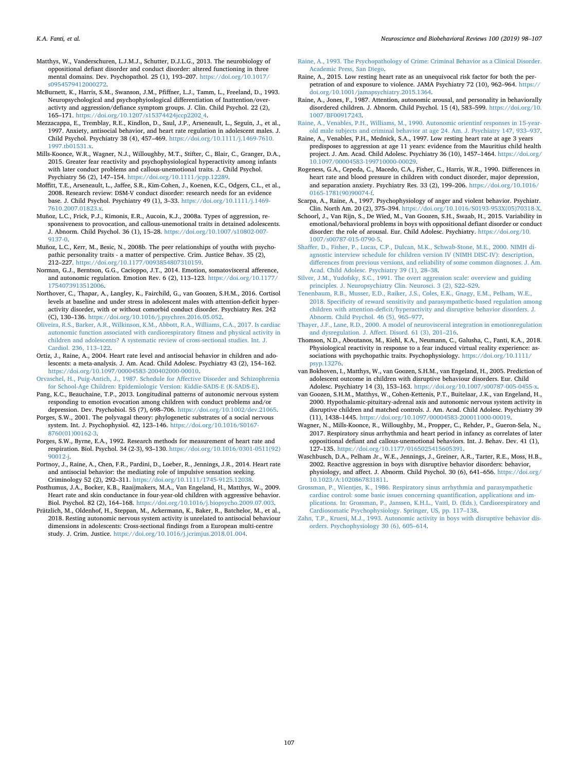Matthys, W., Vanderschuren, L.J.M.J., Schutter, D.J.L.G., 2013. The neurobiology of oppositional defiant disorder and conduct disorder: altered functioning in three mental domains. Dev. Psychopathol. 25 (1), 193–207. https://doi.org/10.1017/s0954579412000272.

McBurnett, K., Harris, S.M., Swanson, J.M., Pfiffner, L.J., Tamm, L., Freeland, D., 1993. Neuropsychological and psychophyioslogical differentiation of Inattention/overactivty and aggression/defiance symptom groups. J. Clin. Child Psychol. 22 (2), 165–171. https://doi.org/10.1207/s15374424jccp2202_4.

Mezzacappa, E., Tremblay, R.E., Kindlon, D., Saul, J.P., Arseneault, L., Seguin, J., et al., 1997. Anxiety, antisocial behavior, and heart rate regulation in adolescent males. J. Child Psychol. Psychiatry 38 (4), 457–469. https://doi.org/10.1111/j.1469-7610.1997.tb01531.x.

Mills-Koonce, W.R., Wagner, N.J., Willoughby, M.T., Stifter, C., Blair, C., Granger, D.A., 2015. Greater fear reactivity and psychophysiological hyperactivity among infants with later conduct problems and callous-unemotional traits. J. Child Psychol. Psychiatry 56 (2), 147–154. https://doi.org/10.1111/jcpp.12289.

Moffitt, T.E., Arseneault, L., Jaffee, S.R., Kim-Cohen, J., Koenen, K.C., Odgers, C.L., et al., 2008. Research review: DSM-V conduct disorder: research needs for an evidence base. J. Child Psychol. Psychiatry 49 (1), 3–33. https://doi.org/10.1111/j.1469-7610.2007.01823.x.

Muñoz, L.C., Frick, P.J., Kimonis, E.R., Aucoin, K.J., 2008a. Types of aggression, responsiveness to provocation, and callous-unemotional traits in detained adolescents. J. Abnorm. Child Psychol. 36 (1), 15–28. https://doi.org/10.1007/s10802-007-9137-0.

Muñoz, L.C., Kerr, M., Besic, N., 2008b. The peer relationships of youths with psychopathic personality traits - a matter of perspective. Crim. Justice Behav. 35 (2), 212–227. https://doi.org/10.1177/0093854807310159.

Norman, G.J., Berntson, G.G., Cacioppo, J.T., 2014. Emotion, somatovisceral afference, and autonomic regulation. Emotion Rev. 6 (2), 113–123. https://doi.org/10.1177/1754073913512006.

Northover, C., Thapar, A., Langley, K., Fairchild, G., van Goozen, S.H.M., 2016. Cortisol levels at baseline and under stress in adolescent males with attention-deficit hyperactivity disorder, with or without comorbid conduct disorder. Psychiatry Res. 242 (C), 130–136. https://doi.org/10.1016/j.psychres.2016.05.052.

Oliveira, R.S., Barker, A.R., Wilkinson, K.M., Abbott, R.A., Williams, C.A., 2017. Is cardiac autonomic function associated with cardiorespiratory fitness and physical activity in children and adolescents? A systematic review of cross-sectional studies. Int. J. Cardiol. 236, 113–122.

Ortiz, J., Raine, A., 2004. Heart rate level and antisocial behavior in children and adolescents: a meta-analysis. J. Am. Acad. Child Adolesc. Psychiatry 43 (2), 154–162. https://doi.org/10.1097/00004583-200402000-00010.

Orvaschel, H., Puig-Antich, J., 1987. Schedule for Affective Disorder and Schizophrenia for School-Age Children: Epidemiologic Version: Kiddie-SADS-E (K-SADS-E).

Pang, K.C., Beauchaine, T.P., 2013. Longitudinal patterns of autonomic nervous system responding to emotion evocation among children with conduct problems and/or depression. Dev. Psychobiol. 55 (7), 698–706. https://doi.org/10.1002/dev.21065.

Porges, S.W., 2001. The polyvagal theory: phylogenetic substrates of a social nervous system. Int. J. Psychophysiol. 42, 123–146. https://doi.org/10.1016/S0167-8760(01)00162-3.

Porges, S.W., Byrne, E.A., 1992. Research methods for measurement of heart rate and respiration. Biol. Psychol. 34 (2-3), 93–130. https://doi.org/10.1016/0301-0511(92)90012-j.

Portnoy, J., Raine, A., Chen, F.R., Pardini, D., Loeber, R., Jennings, J.R., 2014. Heart rate and antisocial behavior: the mediating role of impulsive sensation seeking. Criminology 52 (2), 292–311. https://doi.org/10.1111/1745-9125.12038.

Posthumus, J.A., Bocker, K.B., Raaijmakers, M.A., Van Engeland, H., Matthys, W., 2009. Heart rate and skin conductance in four-year-old children with aggressive behavior. Biol. Psychol. 82 (2), 164–168. https://doi.org/10.1016/j.biopsycho.2009.07.003.

Prätzlich, M., Oldenhof, H., Steppan, M., Ackermann, K., Baker, R., Batchelor, M., et al., 2018. Resting autonomic nervous system activity is unrelated to antisocial behaviour dimensions in adolescents: Cross-sectional findings from a European multi-centre study. J. Crim. Justice. https://doi.org/10.1016/j.jcrimjus.2018.01.004.

Raine, A., 1993. The Psychopathology of Crime: Criminal Behavior as a Clinical Disorder. Academic Press, San Diego.

Raine, A., 2015. Low resting heart rate as an unequivocal risk factor for both the perpetration of and exposure to violence. JAMA Psychiatry 72 (10), 962–964. https://doi.org/10.1001/jamapsychiatry.2015.1364.

Raine, A., Jones, F., 1987. Attention, autonomic arousal, and personality in behaviorally disordered children. J. Abnorm. Child Psychol. 15 (4), 583–599. https://doi.org/10.1007/BF00917243.

Raine, A., Venables, P.H., Williams, M., 1990. Autonomic orientinf responses in 15-year-old male subjects and criminal behavior at age 24. Am. J. Psychiatry 147, 933–937.

Raine, A., Venables, P.H., Mednick, S.A., 1997. Low resting heart rate at age 3 years predisposes to aggression at age 11 years: evidence from the Mauritius child health project. J. Am. Acad. Child Adolesc. Psychiatry 36 (10), 1457–1464. https://doi.org/10.1097/00004583-199710000-00029.

Rogeness, G.A., Cepeda, C., Macedo, C.A., Fisher, C., Harris, W.R., 1990. Differences in heart rate and blood pressure in children with conduct disorder, major depression, and separation anxiety. Psychiatry Res. 33 (2), 199–206. https://doi.org/10.1016/0165-1781(90)90074-f.

Scarpa, A., Raine, A., 1997. Psychophysiology of anger and violent behavior. Psychiatr. Clin. North Am. 20 (2), 375–394. https://doi.org/10.1016/S0193-953X(05)70318-X.

Schoorl, J., Van Rijn, S., De Wied, M., Van Goozen, S.H., Swaab, H., 2015. Variability in emotional/behavioral problems in boys with oppositional defiant disorder or conduct disorder: the role of arousal. Eur. Child Adolesc. Psychiatry. https://doi.org/10.1007/s00787-015-0790-5.

Shaffer, D., Fisher, P., Lucas, C.P., Dulcan, M.K., Schwab-Stone, M.E., 2000. NIMH diagnostic interview schedule for children version IV (NIMH DISC-IV): description, differences from previous versions, and reliability of some common diagnoses. J. Am. Acad. Child Adolesc. Psychiatry 39 (1), 28–38.

Silver, J.M., Yudofsky, S.C., 1991. The overt aggression scale: overview and guiding principles. J. Neuropsychiatry Clin. Neurosci. 3 (2), S22–S29.

Tenenbaum, R.B., Musser, E.D., Raiker, J.S., Coles, E.K., Gnagy, E.M., Pelham, W.E., 2018. Specificity of reward sensitivity and parasympathetic-based regulation among children with attention-deficit/hyperactivity and disruptive behavior disorders. J. Abnorm. Child Psychol. 46 (5), 965–977.

Thayer, J.F., Lane, R.D., 2000. A model of neurovisceral integration in emotionregulation and dysregulation. J. Affect. Disord. 61 (3), 201–216.

Thomson, N.D., Aboutanos, M., Kiehl, K.A., Neumann, C., Galusha, C., Fanti, K.A., 2018. Physiological reactivity in response to a fear induced virtual reality experience: associations with psychopathic traits. Psychophysiology. https://doi.org/10.1111/psyp.13276.

van Bokhoven, I., Matthys, W., van Goozen, S.H.M., van Engeland, H., 2005. Prediction of adolescent outcome in children with disruptive behaviour disorders. Eur. Child Adolesc. Psychiatry 14 (3), 153–163. https://doi.org/10.1007/s00787-005-0455-x.

van Goozen, S.H.M., Matthys, W., Cohen-Kettenis, P.T., Buitelaar, J.K., van Engeland, H., 2000. Hypothalamic-pituitary-adrenal axis and autonomic nervous system activity in disruptive children and matched controls. J. Am. Acad. Child Adolesc. Psychiatry 39 (11), 1438–1445. https://doi.org/10.1097/00004583-200011000-00019.

Wagner, N., Mills-Koonce, R., Willoughby, M., Propper, C., Rehder, P., Gueron-Sela, N., 2017. Respiratory sinus arrhythmia and heart period in infancy as correlates of later oppositional defiant and callous-unemotional behaviors. Int. J. Behav. Dev. 41 (1), 127–135. https://doi.org/10.1177/0165025415605391.

Waschbusch, D.A., Pelham Jr., W.E., Jennings, J., Greiner, A.R., Tarter, R.E., Moss, H.B., 2002. Reactive aggression in boys with disruptive behavior disorders: behavior, physiology, and affect. J. Abnorm. Child Psychol. 30 (6), 641–656. https://doi.org/10.1023/A:1020867831811.

Grossman, P., Wientjes, K., 1986. Respiratory sinus arrhythmia and parasympathetic cardiac control: some basic issues concerning quantification, applications and implications. In: Grossman, P., Janssen, K.H.L., Vaitl, D. (Eds.), Cardiorespiratory and Cardiosomatic Psychophysiology. Springer, US, pp. 117–138.

Zahn, T.P., Kruesi, M.J., 1993. Autonomic activity in boys with disruptive behavior disorders. Psychophysiology 30 (6), 605–614.